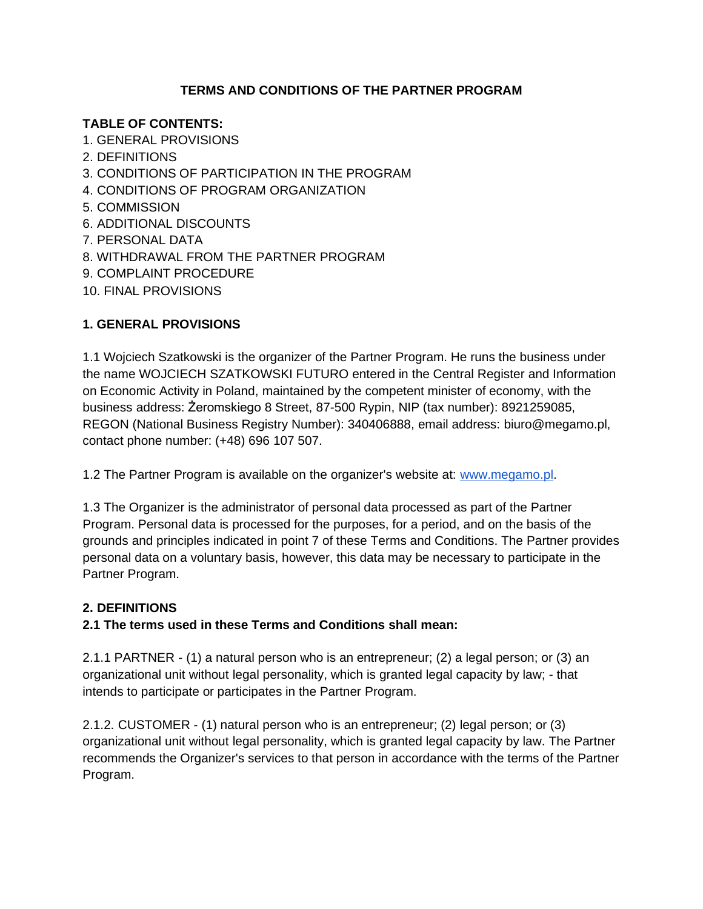# TERMS AND CONDITIONS OF THE PARTNER PROGRAM

**TABLE OF CONTENTS:**

1. GENERAL PROVISIONS
2. DEFINITIONS
3. CONDITIONS OF PARTICIPATION IN THE PROGRAM
4. CONDITIONS OF PROGRAM ORGANIZATION
5. COMMISSION
6. ADDITIONAL DISCOUNTS
7. PERSONAL DATA
8. WITHDRAWAL FROM THE PARTNER PROGRAM
9. COMPLAINT PROCEDURE
10. FINAL PROVISIONS

## 1. GENERAL PROVISIONS

1.1 Wojciech Szatkowski is the organizer of the Partner Program. He runs the business under the name WOJCIECH SZATKOWSKI FUTURO entered in the Central Register and Information on Economic Activity in Poland, maintained by the competent minister of economy, with the business address: Żeromskiego 8 Street, 87-500 Rypin, NIP (tax number): 8921259085, REGON (National Business Registry Number): 340406888, email address: biuro@megamo.pl, contact phone number: (+48) 696 107 507.

1.2 The Partner Program is available on the organizer's website at: [www.megamo.pl](http://www.megamo.pl).

1.3 The Organizer is the administrator of personal data processed as part of the Partner Program. Personal data is processed for the purposes, for a period, and on the basis of the grounds and principles indicated in point 7 of these Terms and Conditions. The Partner provides personal data on a voluntary basis, however, this data may be necessary to participate in the Partner Program.

## 2. DEFINITIONS

**2.1 The terms used in these Terms and Conditions shall mean:**

2.1.1 PARTNER - (1) a natural person who is an entrepreneur; (2) a legal person; or (3) an organizational unit without legal personality, which is granted legal capacity by law; - that intends to participate or participates in the Partner Program.

2.1.2. CUSTOMER - (1) natural person who is an entrepreneur; (2) legal person; or (3) organizational unit without legal personality, which is granted legal capacity by law. The Partner recommends the Organizer's services to that person in accordance with the terms of the Partner Program.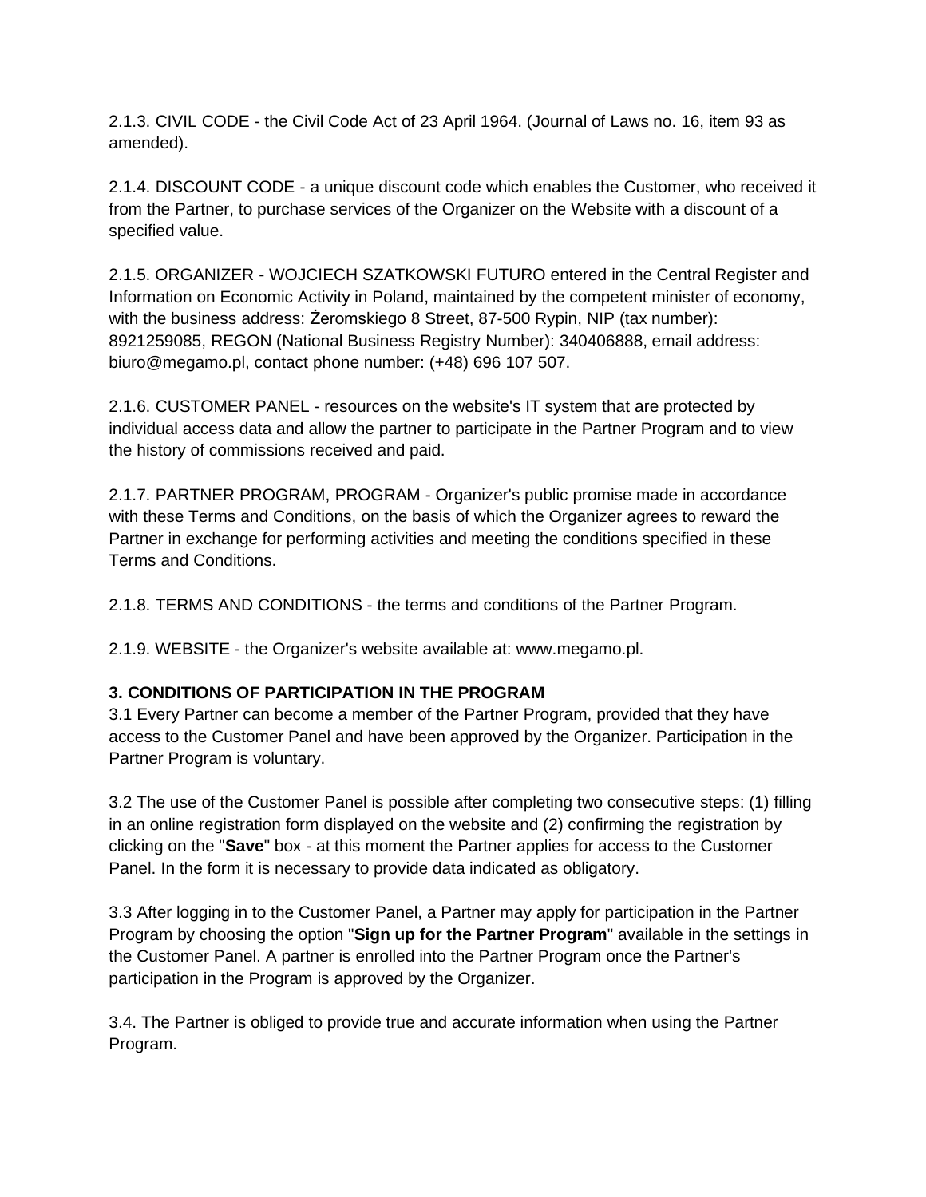2.1.3. CIVIL CODE - the Civil Code Act of 23 April 1964. (Journal of Laws no. 16, item 93 as amended).

2.1.4. DISCOUNT CODE - a unique discount code which enables the Customer, who received it from the Partner, to purchase services of the Organizer on the Website with a discount of a specified value.

2.1.5. ORGANIZER - WOJCIECH SZATKOWSKI FUTURO entered in the Central Register and Information on Economic Activity in Poland, maintained by the competent minister of economy, with the business address: Żeromskiego 8 Street, 87-500 Rypin, NIP (tax number): 8921259085, REGON (National Business Registry Number): 340406888, email address: biuro@megamo.pl, contact phone number: (+48) 696 107 507.

2.1.6. CUSTOMER PANEL - resources on the website's IT system that are protected by individual access data and allow the partner to participate in the Partner Program and to view the history of commissions received and paid.

2.1.7. PARTNER PROGRAM, PROGRAM - Organizer's public promise made in accordance with these Terms and Conditions, on the basis of which the Organizer agrees to reward the Partner in exchange for performing activities and meeting the conditions specified in these Terms and Conditions.

2.1.8. TERMS AND CONDITIONS - the terms and conditions of the Partner Program.

2.1.9. WEBSITE - the Organizer's website available at: www.megamo.pl.

**3. CONDITIONS OF PARTICIPATION IN THE PROGRAM**

3.1 Every Partner can become a member of the Partner Program, provided that they have access to the Customer Panel and have been approved by the Organizer. Participation in the Partner Program is voluntary.

3.2 The use of the Customer Panel is possible after completing two consecutive steps: (1) filling in an online registration form displayed on the website and (2) confirming the registration by clicking on the "**Save**" box - at this moment the Partner applies for access to the Customer Panel. In the form it is necessary to provide data indicated as obligatory.

3.3 After logging in to the Customer Panel, a Partner may apply for participation in the Partner Program by choosing the option "**Sign up for the Partner Program**" available in the settings in the Customer Panel. A partner is enrolled into the Partner Program once the Partner's participation in the Program is approved by the Organizer.

3.4. The Partner is obliged to provide true and accurate information when using the Partner Program.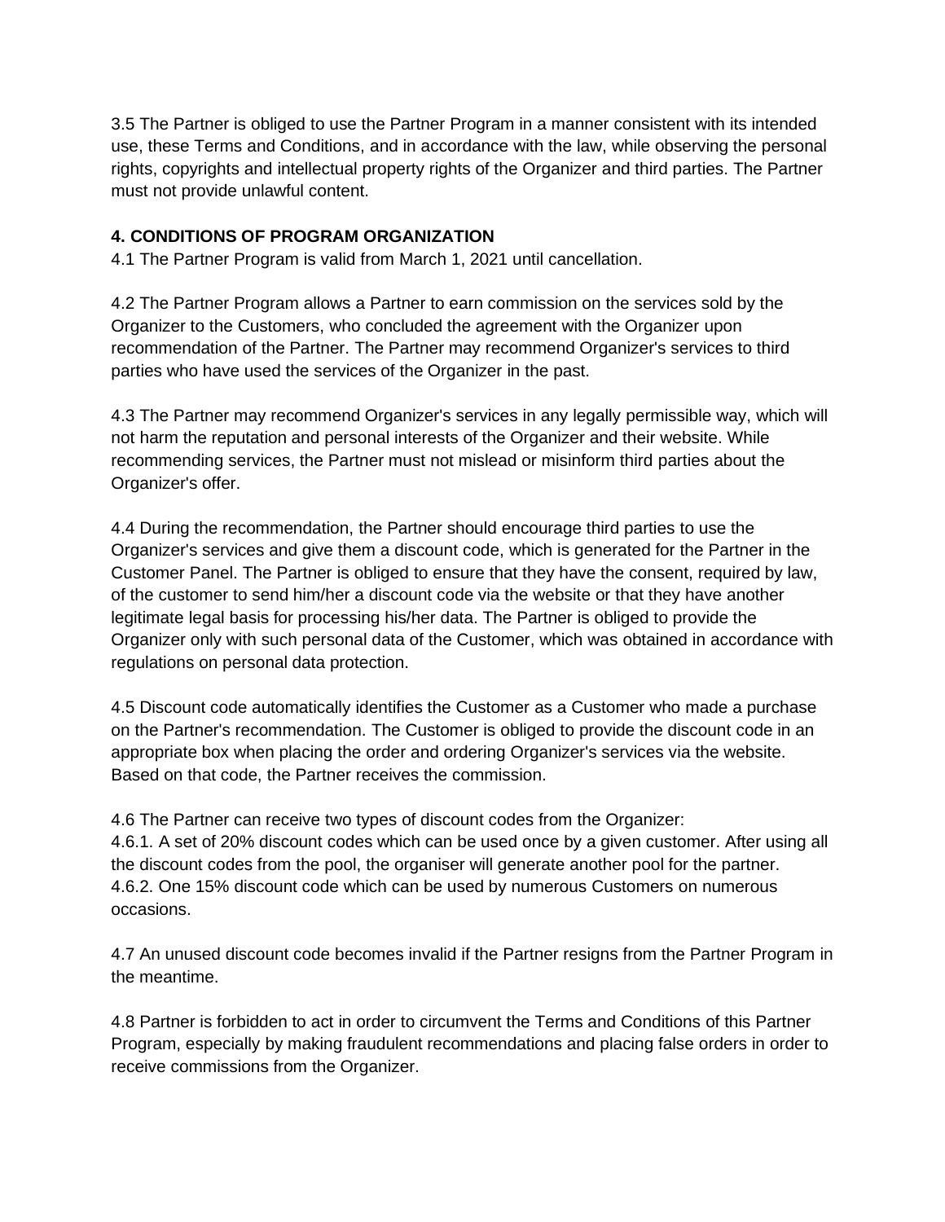3.5 The Partner is obliged to use the Partner Program in a manner consistent with its intended use, these Terms and Conditions, and in accordance with the law, while observing the personal rights, copyrights and intellectual property rights of the Organizer and third parties. The Partner must not provide unlawful content.

## 4. CONDITIONS OF PROGRAM ORGANIZATION

4.1 The Partner Program is valid from March 1, 2021 until cancellation.

4.2 The Partner Program allows a Partner to earn commission on the services sold by the Organizer to the Customers, who concluded the agreement with the Organizer upon recommendation of the Partner. The Partner may recommend Organizer's services to third parties who have used the services of the Organizer in the past.

4.3 The Partner may recommend Organizer's services in any legally permissible way, which will not harm the reputation and personal interests of the Organizer and their website. While recommending services, the Partner must not mislead or misinform third parties about the Organizer's offer.

4.4 During the recommendation, the Partner should encourage third parties to use the Organizer's services and give them a discount code, which is generated for the Partner in the Customer Panel. The Partner is obliged to ensure that they have the consent, required by law, of the customer to send him/her a discount code via the website or that they have another legitimate legal basis for processing his/her data. The Partner is obliged to provide the Organizer only with such personal data of the Customer, which was obtained in accordance with regulations on personal data protection.

4.5 Discount code automatically identifies the Customer as a Customer who made a purchase on the Partner's recommendation. The Customer is obliged to provide the discount code in an appropriate box when placing the order and ordering Organizer's services via the website. Based on that code, the Partner receives the commission.

4.6 The Partner can receive two types of discount codes from the Organizer:
4.6.1. A set of 20% discount codes which can be used once by a given customer. After using all the discount codes from the pool, the organiser will generate another pool for the partner.
4.6.2. One 15% discount code which can be used by numerous Customers on numerous occasions.

4.7 An unused discount code becomes invalid if the Partner resigns from the Partner Program in the meantime.

4.8 Partner is forbidden to act in order to circumvent the Terms and Conditions of this Partner Program, especially by making fraudulent recommendations and placing false orders in order to receive commissions from the Organizer.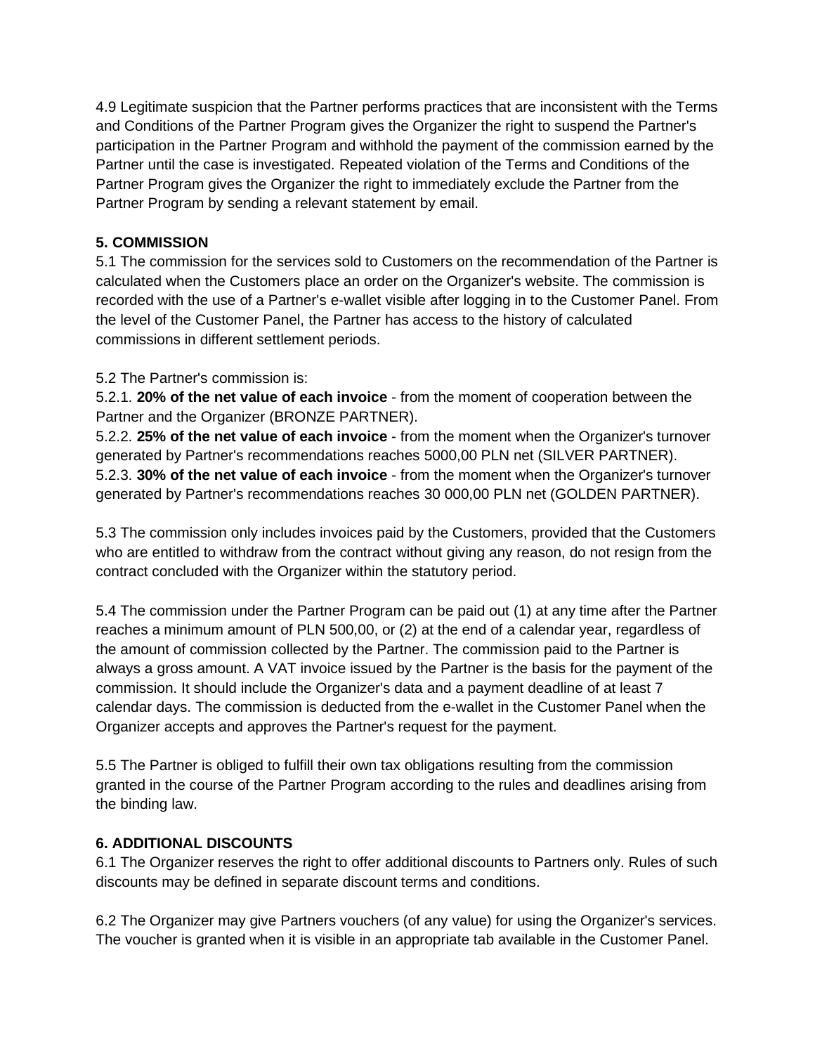4.9 Legitimate suspicion that the Partner performs practices that are inconsistent with the Terms and Conditions of the Partner Program gives the Organizer the right to suspend the Partner's participation in the Partner Program and withhold the payment of the commission earned by the Partner until the case is investigated. Repeated violation of the Terms and Conditions of the Partner Program gives the Organizer the right to immediately exclude the Partner from the Partner Program by sending a relevant statement by email.

**5. COMMISSION**

5.1 The commission for the services sold to Customers on the recommendation of the Partner is calculated when the Customers place an order on the Organizer's website. The commission is recorded with the use of a Partner's e-wallet visible after logging in to the Customer Panel. From the level of the Customer Panel, the Partner has access to the history of calculated commissions in different settlement periods.

5.2 The Partner's commission is:
5.2.1. **20% of the net value of each invoice** - from the moment of cooperation between the Partner and the Organizer (BRONZE PARTNER).
5.2.2. **25% of the net value of each invoice** - from the moment when the Organizer's turnover generated by Partner's recommendations reaches 5000,00 PLN net (SILVER PARTNER).
5.2.3. **30% of the net value of each invoice** - from the moment when the Organizer's turnover generated by Partner's recommendations reaches 30 000,00 PLN net (GOLDEN PARTNER).

5.3 The commission only includes invoices paid by the Customers, provided that the Customers who are entitled to withdraw from the contract without giving any reason, do not resign from the contract concluded with the Organizer within the statutory period.

5.4 The commission under the Partner Program can be paid out (1) at any time after the Partner reaches a minimum amount of PLN 500,00, or (2) at the end of a calendar year, regardless of the amount of commission collected by the Partner. The commission paid to the Partner is always a gross amount. A VAT invoice issued by the Partner is the basis for the payment of the commission. It should include the Organizer's data and a payment deadline of at least 7 calendar days. The commission is deducted from the e-wallet in the Customer Panel when the Organizer accepts and approves the Partner's request for the payment.

5.5 The Partner is obliged to fulfill their own tax obligations resulting from the commission granted in the course of the Partner Program according to the rules and deadlines arising from the binding law.

**6. ADDITIONAL DISCOUNTS**

6.1 The Organizer reserves the right to offer additional discounts to Partners only. Rules of such discounts may be defined in separate discount terms and conditions.

6.2 The Organizer may give Partners vouchers (of any value) for using the Organizer's services. The voucher is granted when it is visible in an appropriate tab available in the Customer Panel.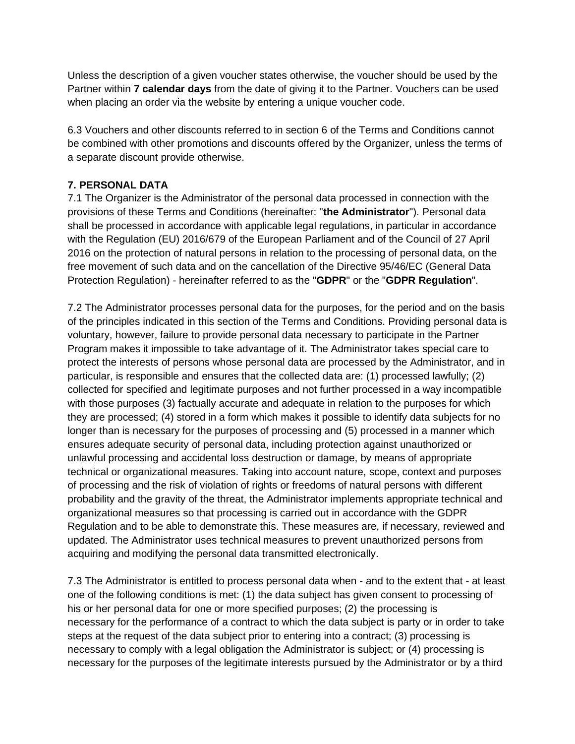Unless the description of a given voucher states otherwise, the voucher should be used by the Partner within **7 calendar days** from the date of giving it to the Partner. Vouchers can be used when placing an order via the website by entering a unique voucher code.

6.3 Vouchers and other discounts referred to in section 6 of the Terms and Conditions cannot be combined with other promotions and discounts offered by the Organizer, unless the terms of a separate discount provide otherwise.

**7. PERSONAL DATA**

7.1 The Organizer is the Administrator of the personal data processed in connection with the provisions of these Terms and Conditions (hereinafter: "**the Administrator**"). Personal data shall be processed in accordance with applicable legal regulations, in particular in accordance with the Regulation (EU) 2016/679 of the European Parliament and of the Council of 27 April 2016 on the protection of natural persons in relation to the processing of personal data, on the free movement of such data and on the cancellation of the Directive 95/46/EC (General Data Protection Regulation) - hereinafter referred to as the "**GDPR**" or the "**GDPR Regulation**".

7.2 The Administrator processes personal data for the purposes, for the period and on the basis of the principles indicated in this section of the Terms and Conditions. Providing personal data is voluntary, however, failure to provide personal data necessary to participate in the Partner Program makes it impossible to take advantage of it. The Administrator takes special care to protect the interests of persons whose personal data are processed by the Administrator, and in particular, is responsible and ensures that the collected data are: (1) processed lawfully; (2) collected for specified and legitimate purposes and not further processed in a way incompatible with those purposes (3) factually accurate and adequate in relation to the purposes for which they are processed; (4) stored in a form which makes it possible to identify data subjects for no longer than is necessary for the purposes of processing and (5) processed in a manner which ensures adequate security of personal data, including protection against unauthorized or unlawful processing and accidental loss destruction or damage, by means of appropriate technical or organizational measures. Taking into account nature, scope, context and purposes of processing and the risk of violation of rights or freedoms of natural persons with different probability and the gravity of the threat, the Administrator implements appropriate technical and organizational measures so that processing is carried out in accordance with the GDPR Regulation and to be able to demonstrate this. These measures are, if necessary, reviewed and updated. The Administrator uses technical measures to prevent unauthorized persons from acquiring and modifying the personal data transmitted electronically.

7.3 The Administrator is entitled to process personal data when - and to the extent that - at least one of the following conditions is met: (1) the data subject has given consent to processing of his or her personal data for one or more specified purposes; (2) the processing is necessary for the performance of a contract to which the data subject is party or in order to take steps at the request of the data subject prior to entering into a contract; (3) processing is necessary to comply with a legal obligation the Administrator is subject; or (4) processing is necessary for the purposes of the legitimate interests pursued by the Administrator or by a third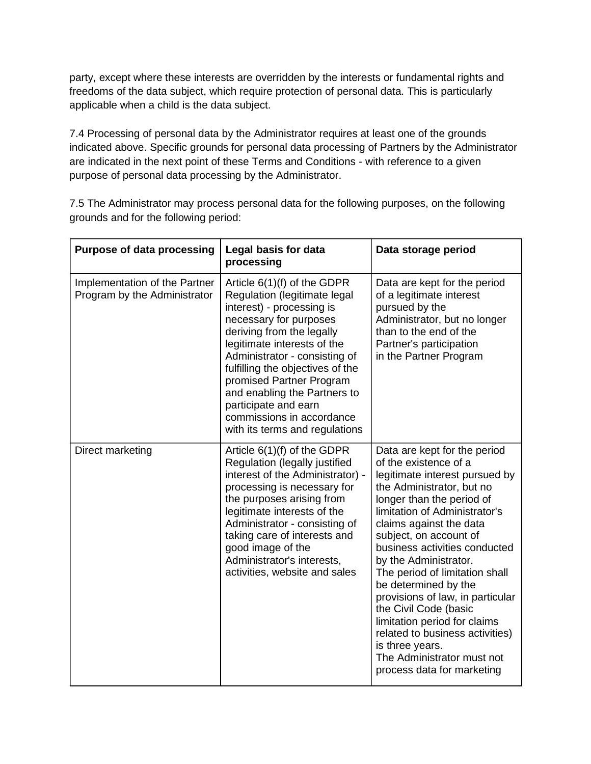party, except where these interests are overridden by the interests or fundamental rights and freedoms of the data subject, which require protection of personal data. This is particularly applicable when a child is the data subject.

7.4 Processing of personal data by the Administrator requires at least one of the grounds indicated above. Specific grounds for personal data processing of Partners by the Administrator are indicated in the next point of these Terms and Conditions - with reference to a given purpose of personal data processing by the Administrator.

7.5 The Administrator may process personal data for the following purposes, on the following grounds and for the following period:

| Purpose of data processing | Legal basis for data processing | Data storage period |
|---|---|---|
| Implementation of the Partner Program by the Administrator | Article 6(1)(f) of the GDPR Regulation (legitimate legal interest) - processing is necessary for purposes deriving from the legally legitimate interests of the Administrator - consisting of fulfilling the objectives of the promised Partner Program and enabling the Partners to participate and earn commissions in accordance with its terms and regulations | Data are kept for the period of a legitimate interest pursued by the Administrator, but no longer than to the end of the Partner's participation in the Partner Program |
| Direct marketing | Article 6(1)(f) of the GDPR Regulation (legally justified interest of the Administrator) - processing is necessary for the purposes arising from legitimate interests of the Administrator - consisting of taking care of interests and good image of the Administrator's interests, activities, website and sales | Data are kept for the period of the existence of a legitimate interest pursued by the Administrator, but no longer than the period of limitation of Administrator's claims against the data subject, on account of business activities conducted by the Administrator. The period of limitation shall be determined by the provisions of law, in particular the Civil Code (basic limitation period for claims related to business activities) is three years. The Administrator must not process data for marketing |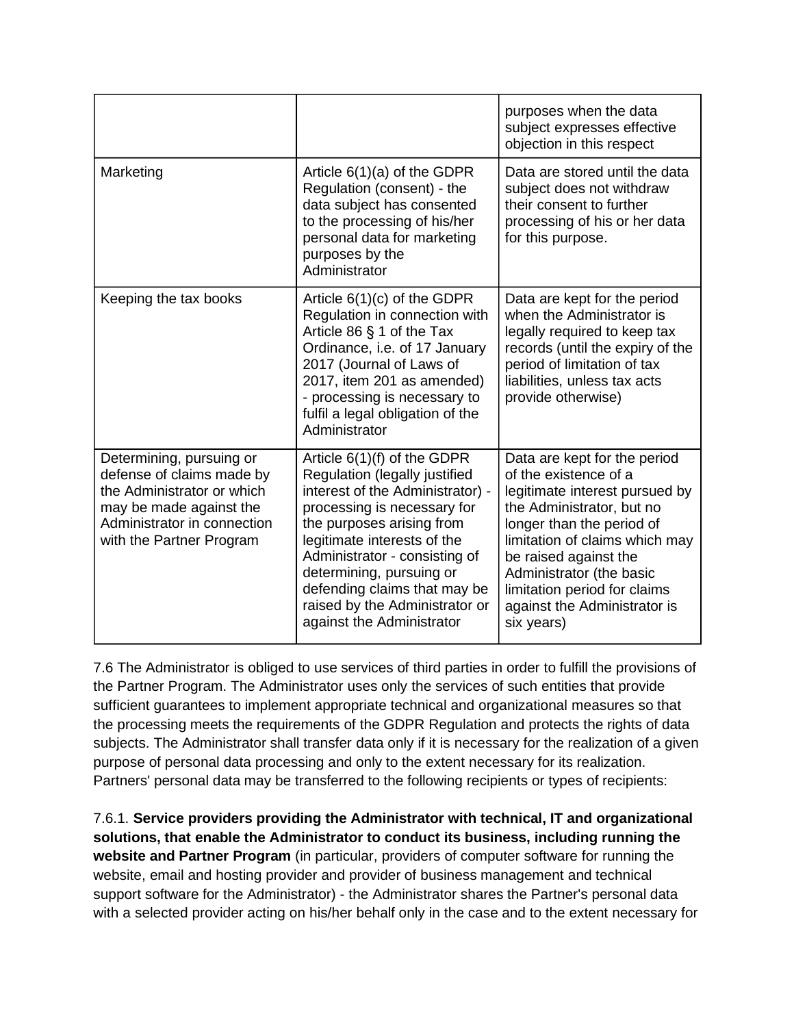| | | |
|---|---|---|
| | | purposes when the data subject expresses effective objection in this respect |
| Marketing | Article 6(1)(a) of the GDPR Regulation (consent) - the data subject has consented to the processing of his/her personal data for marketing purposes by the Administrator | Data are stored until the data subject does not withdraw their consent to further processing of his or her data for this purpose. |
| Keeping the tax books | Article 6(1)(c) of the GDPR Regulation in connection with Article 86 § 1 of the Tax Ordinance, i.e. of 17 January 2017 (Journal of Laws of 2017, item 201 as amended) - processing is necessary to fulfil a legal obligation of the Administrator | Data are kept for the period when the Administrator is legally required to keep tax records (until the expiry of the period of limitation of tax liabilities, unless tax acts provide otherwise) |
| Determining, pursuing or defense of claims made by the Administrator or which may be made against the Administrator in connection with the Partner Program | Article 6(1)(f) of the GDPR Regulation (legally justified interest of the Administrator) - processing is necessary for the purposes arising from legitimate interests of the Administrator - consisting of determining, pursuing or defending claims that may be raised by the Administrator or against the Administrator | Data are kept for the period of the existence of a legitimate interest pursued by the Administrator, but no longer than the period of limitation of claims which may be raised against the Administrator (the basic limitation period for claims against the Administrator is six years) |

7.6 The Administrator is obliged to use services of third parties in order to fulfill the provisions of the Partner Program. The Administrator uses only the services of such entities that provide sufficient guarantees to implement appropriate technical and organizational measures so that the processing meets the requirements of the GDPR Regulation and protects the rights of data subjects. The Administrator shall transfer data only if it is necessary for the realization of a given purpose of personal data processing and only to the extent necessary for its realization. Partners' personal data may be transferred to the following recipients or types of recipients:

7.6.1. **Service providers providing the Administrator with technical, IT and organizational solutions, that enable the Administrator to conduct its business, including running the website and Partner Program** (in particular, providers of computer software for running the website, email and hosting provider and provider of business management and technical support software for the Administrator) - the Administrator shares the Partner's personal data with a selected provider acting on his/her behalf only in the case and to the extent necessary for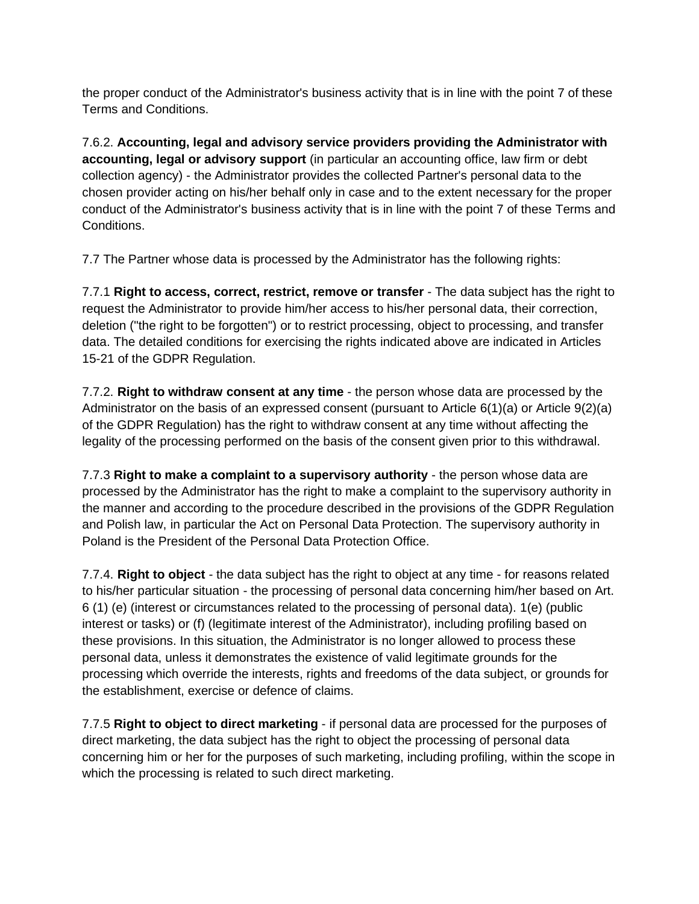the proper conduct of the Administrator's business activity that is in line with the point 7 of these Terms and Conditions.

7.6.2. **Accounting, legal and advisory service providers providing the Administrator with accounting, legal or advisory support** (in particular an accounting office, law firm or debt collection agency) - the Administrator provides the collected Partner's personal data to the chosen provider acting on his/her behalf only in case and to the extent necessary for the proper conduct of the Administrator's business activity that is in line with the point 7 of these Terms and Conditions.

7.7 The Partner whose data is processed by the Administrator has the following rights:

7.7.1 **Right to access, correct, restrict, remove or transfer** - The data subject has the right to request the Administrator to provide him/her access to his/her personal data, their correction, deletion ("the right to be forgotten") or to restrict processing, object to processing, and transfer data. The detailed conditions for exercising the rights indicated above are indicated in Articles 15-21 of the GDPR Regulation.

7.7.2. **Right to withdraw consent at any time** - the person whose data are processed by the Administrator on the basis of an expressed consent (pursuant to Article 6(1)(a) or Article 9(2)(a) of the GDPR Regulation) has the right to withdraw consent at any time without affecting the legality of the processing performed on the basis of the consent given prior to this withdrawal.

7.7.3 **Right to make a complaint to a supervisory authority** - the person whose data are processed by the Administrator has the right to make a complaint to the supervisory authority in the manner and according to the procedure described in the provisions of the GDPR Regulation and Polish law, in particular the Act on Personal Data Protection. The supervisory authority in Poland is the President of the Personal Data Protection Office.

7.7.4. **Right to object** - the data subject has the right to object at any time - for reasons related to his/her particular situation - the processing of personal data concerning him/her based on Art. 6 (1) (e) (interest or circumstances related to the processing of personal data). 1(e) (public interest or tasks) or (f) (legitimate interest of the Administrator), including profiling based on these provisions. In this situation, the Administrator is no longer allowed to process these personal data, unless it demonstrates the existence of valid legitimate grounds for the processing which override the interests, rights and freedoms of the data subject, or grounds for the establishment, exercise or defence of claims.

7.7.5 **Right to object to direct marketing** - if personal data are processed for the purposes of direct marketing, the data subject has the right to object the processing of personal data concerning him or her for the purposes of such marketing, including profiling, within the scope in which the processing is related to such direct marketing.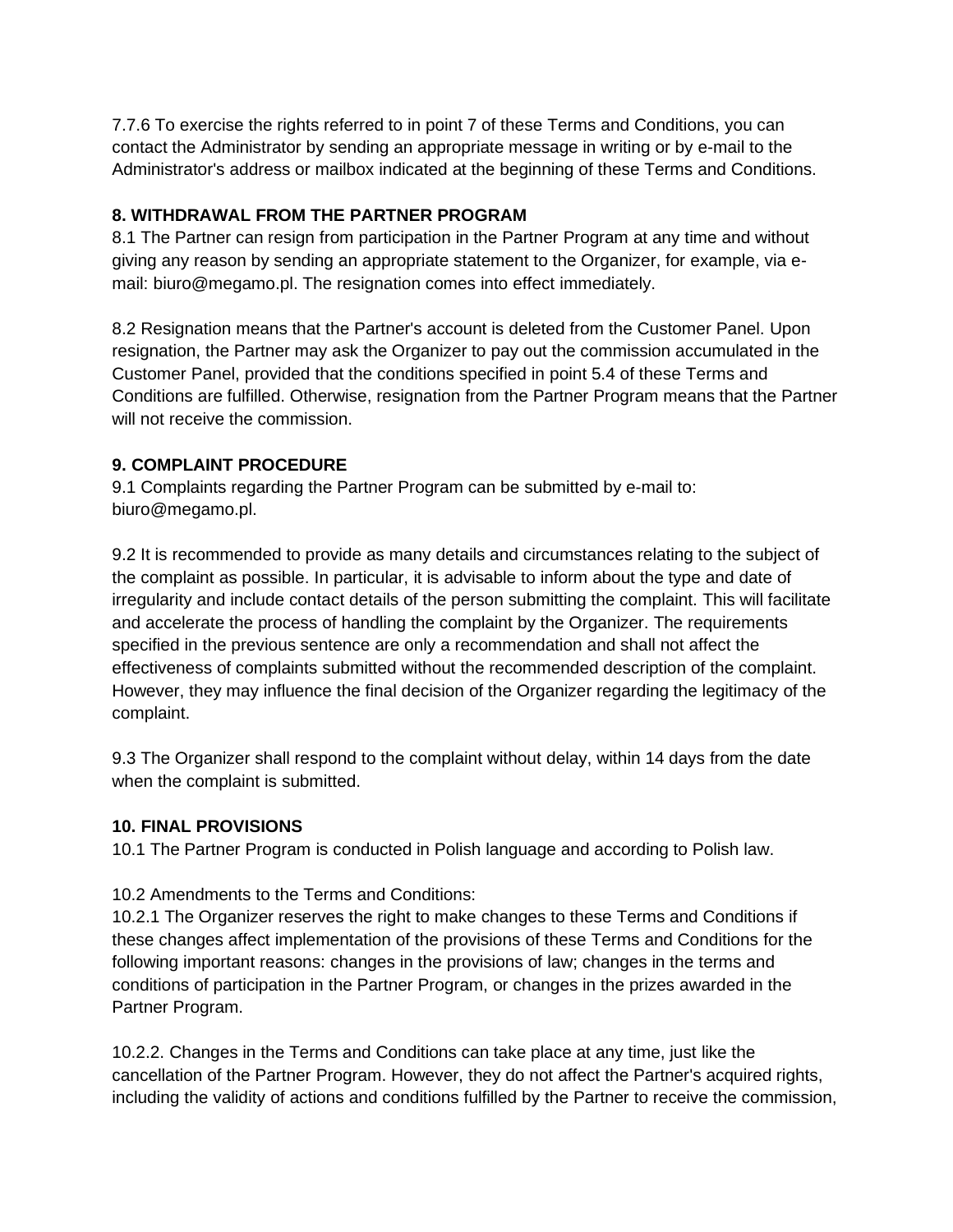7.7.6 To exercise the rights referred to in point 7 of these Terms and Conditions, you can contact the Administrator by sending an appropriate message in writing or by e-mail to the Administrator's address or mailbox indicated at the beginning of these Terms and Conditions.

**8. WITHDRAWAL FROM THE PARTNER PROGRAM**

8.1 The Partner can resign from participation in the Partner Program at any time and without giving any reason by sending an appropriate statement to the Organizer, for example, via e-mail: biuro@megamo.pl. The resignation comes into effect immediately.

8.2 Resignation means that the Partner's account is deleted from the Customer Panel. Upon resignation, the Partner may ask the Organizer to pay out the commission accumulated in the Customer Panel, provided that the conditions specified in point 5.4 of these Terms and Conditions are fulfilled. Otherwise, resignation from the Partner Program means that the Partner will not receive the commission.

**9. COMPLAINT PROCEDURE**

9.1 Complaints regarding the Partner Program can be submitted by e-mail to: biuro@megamo.pl.

9.2 It is recommended to provide as many details and circumstances relating to the subject of the complaint as possible. In particular, it is advisable to inform about the type and date of irregularity and include contact details of the person submitting the complaint. This will facilitate and accelerate the process of handling the complaint by the Organizer. The requirements specified in the previous sentence are only a recommendation and shall not affect the effectiveness of complaints submitted without the recommended description of the complaint. However, they may influence the final decision of the Organizer regarding the legitimacy of the complaint.

9.3 The Organizer shall respond to the complaint without delay, within 14 days from the date when the complaint is submitted.

**10. FINAL PROVISIONS**

10.1 The Partner Program is conducted in Polish language and according to Polish law.

10.2 Amendments to the Terms and Conditions:

10.2.1 The Organizer reserves the right to make changes to these Terms and Conditions if these changes affect implementation of the provisions of these Terms and Conditions for the following important reasons: changes in the provisions of law; changes in the terms and conditions of participation in the Partner Program, or changes in the prizes awarded in the Partner Program.

10.2.2. Changes in the Terms and Conditions can take place at any time, just like the cancellation of the Partner Program. However, they do not affect the Partner's acquired rights, including the validity of actions and conditions fulfilled by the Partner to receive the commission,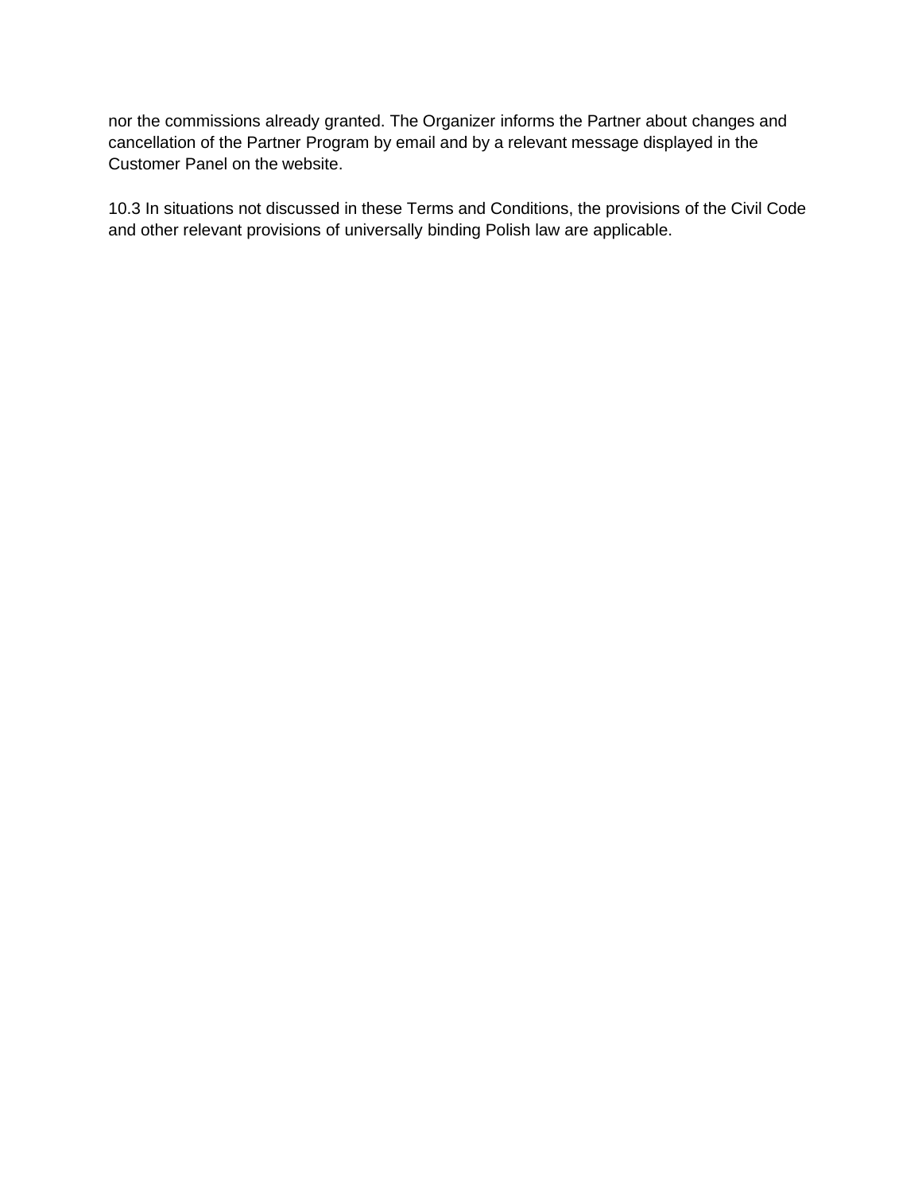nor the commissions already granted. The Organizer informs the Partner about changes and cancellation of the Partner Program by email and by a relevant message displayed in the Customer Panel on the website.

10.3 In situations not discussed in these Terms and Conditions, the provisions of the Civil Code and other relevant provisions of universally binding Polish law are applicable.